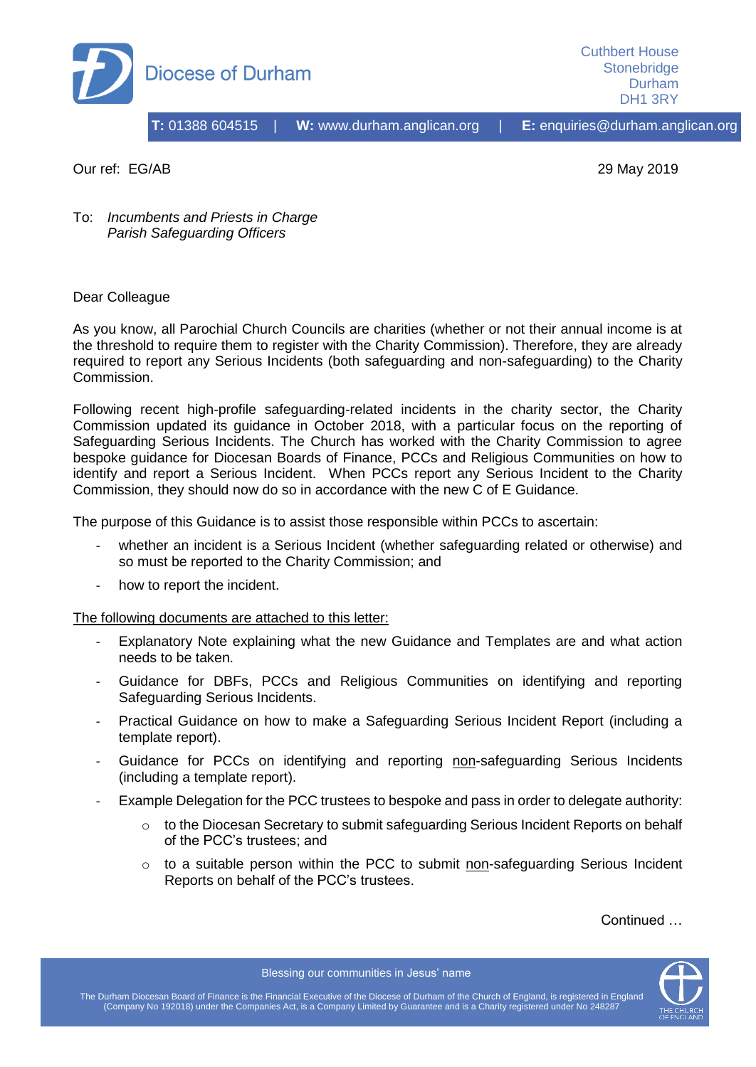Diocese of Durham

Cuthbert House
Stonebridge
Durham
DH1 3RY

**T:** 01388 604515 | **W:** www.durham.anglican.org | **E:** enquiries@durham.anglican.org

Our ref: EG/AB

29 May 2019

To: *Incumbents and Priests in Charge*
*Parish Safeguarding Officers*

Dear Colleague

As you know, all Parochial Church Councils are charities (whether or not their annual income is at the threshold to require them to register with the Charity Commission). Therefore, they are already required to report any Serious Incidents (both safeguarding and non-safeguarding) to the Charity Commission.

Following recent high-profile safeguarding-related incidents in the charity sector, the Charity Commission updated its guidance in October 2018, with a particular focus on the reporting of Safeguarding Serious Incidents. The Church has worked with the Charity Commission to agree bespoke guidance for Diocesan Boards of Finance, PCCs and Religious Communities on how to identify and report a Serious Incident. When PCCs report any Serious Incident to the Charity Commission, they should now do so in accordance with the new C of E Guidance.

The purpose of this Guidance is to assist those responsible within PCCs to ascertain:

- whether an incident is a Serious Incident (whether safeguarding related or otherwise) and so must be reported to the Charity Commission; and
- how to report the incident.

<u>The following documents are attached to this letter:</u>

- Explanatory Note explaining what the new Guidance and Templates are and what action needs to be taken.
- Guidance for DBFs, PCCs and Religious Communities on identifying and reporting Safeguarding Serious Incidents.
- Practical Guidance on how to make a Safeguarding Serious Incident Report (including a template report).
- Guidance for PCCs on identifying and reporting <u>non</u>-safeguarding Serious Incidents (including a template report).
- Example Delegation for the PCC trustees to bespoke and pass in order to delegate authority:
    - to the Diocesan Secretary to submit safeguarding Serious Incident Reports on behalf of the PCC's trustees; and
    - to a suitable person within the PCC to submit <u>non</u>-safeguarding Serious Incident Reports on behalf of the PCC's trustees.

Continued …

Blessing our communities in Jesus' name

The Durham Diocesan Board of Finance is the Financial Executive of the Diocese of Durham of the Church of England, is registered in England (Company No 192018) under the Companies Act, is a Company Limited by Guarantee and is a Charity registered under No 248287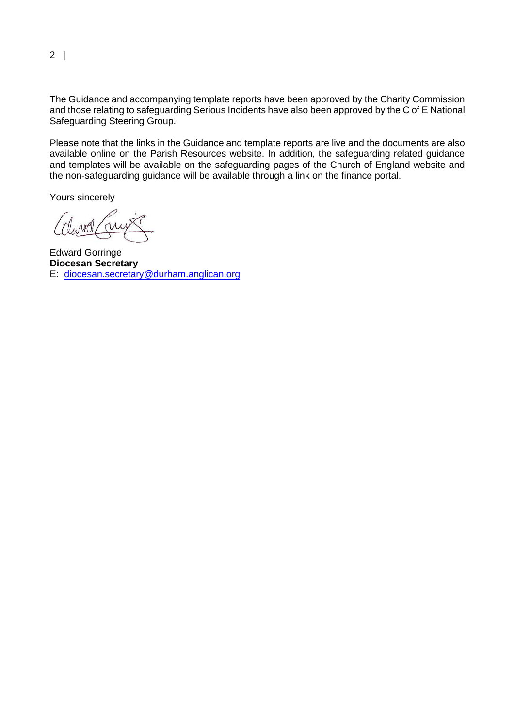The Guidance and accompanying template reports have been approved by the Charity Commission and those relating to safeguarding Serious Incidents have also been approved by the C of E National Safeguarding Steering Group.

Please note that the links in the Guidance and template reports are live and the documents are also available online on the Parish Resources website. In addition, the safeguarding related guidance and templates will be available on the safeguarding pages of the Church of England website and the non-safeguarding guidance will be available through a link on the finance portal.

Yours sincerely

Edward Gorringe
**Diocesan Secretary**
E: diocesan.secretary@durham.anglican.org